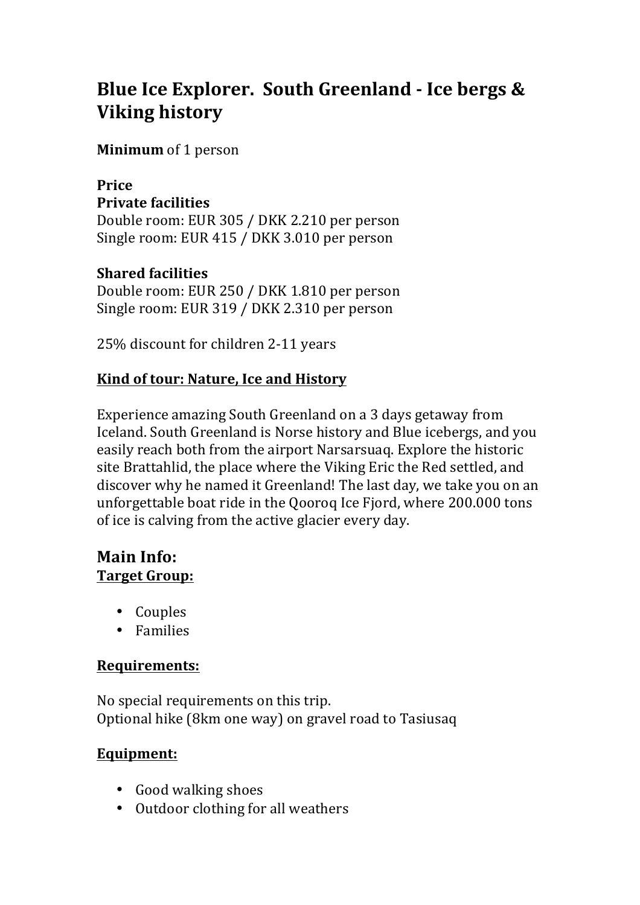# Blue Ice Explorer. South Greenland - Ice bergs & Viking history

**Minimum** of 1 person

**Price**

**Private facilities**

Double room: EUR 305 / DKK 2.210 per person
Single room: EUR 415 / DKK 3.010 per person

**Shared facilities**

Double room: EUR 250 / DKK 1.810 per person
Single room: EUR 319 / DKK 2.310 per person

25% discount for children 2-11 years

**<u>Kind of tour: Nature, Ice and History</u>**

Experience amazing South Greenland on a 3 days getaway from Iceland. South Greenland is Norse history and Blue icebergs, and you easily reach both from the airport Narsarsuaq. Explore the historic site Brattahlid, the place where the Viking Eric the Red settled, and discover why he named it Greenland! The last day, we take you on an unforgettable boat ride in the Qooroq Ice Fjord, where 200.000 tons of ice is calving from the active glacier every day.

## Main Info:

**<u>Target Group:</u>**

- Couples
- Families

**<u>Requirements:</u>**

No special requirements on this trip.
Optional hike (8km one way) on gravel road to Tasiusaq

**<u>Equipment:</u>**

- Good walking shoes
- Outdoor clothing for all weathers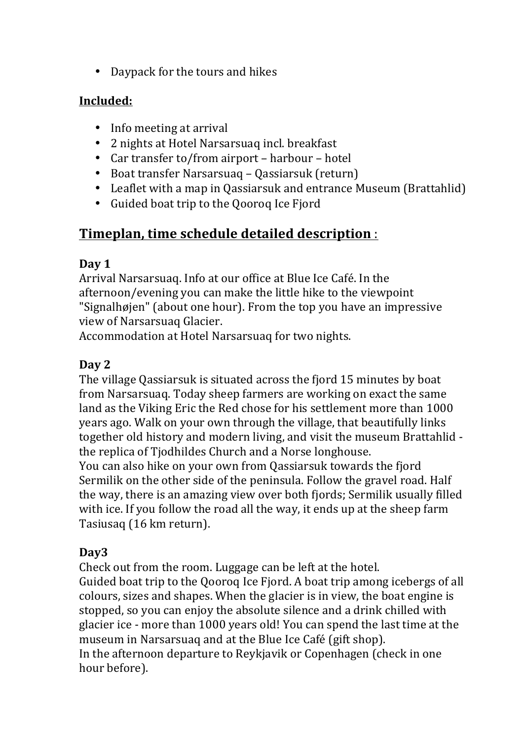- Daypack for the tours and hikes

**Included:**

- Info meeting at arrival
- 2 nights at Hotel Narsarsuaq incl. breakfast
- Car transfer to/from airport – harbour – hotel
- Boat transfer Narsarsuaq – Qassiarsuk (return)
- Leaflet with a map in Qassiarsuk and entrance Museum (Brattahlid)
- Guided boat trip to the Qooroq Ice Fjord

## Timeplan, time schedule detailed description :

### Day 1

Arrival Narsarsuaq. Info at our office at Blue Ice Café. In the afternoon/evening you can make the little hike to the viewpoint "Signalhøjen" (about one hour). From the top you have an impressive view of Narsarsuaq Glacier.
Accommodation at Hotel Narsarsuaq for two nights.

### Day 2

The village Qassiarsuk is situated across the fjord 15 minutes by boat from Narsarsuaq. Today sheep farmers are working on exact the same land as the Viking Eric the Red chose for his settlement more than 1000 years ago. Walk on your own through the village, that beautifully links together old history and modern living, and visit the museum Brattahlid - the replica of Tjodhildes Church and a Norse longhouse.
You can also hike on your own from Qassiarsuk towards the fjord Sermilik on the other side of the peninsula. Follow the gravel road. Half the way, there is an amazing view over both fjords; Sermilik usually filled with ice. If you follow the road all the way, it ends up at the sheep farm Tasiusaq (16 km return).

### Day3

Check out from the room. Luggage can be left at the hotel.
Guided boat trip to the Qooroq Ice Fjord. A boat trip among icebergs of all colours, sizes and shapes. When the glacier is in view, the boat engine is stopped, so you can enjoy the absolute silence and a drink chilled with glacier ice - more than 1000 years old! You can spend the last time at the museum in Narsarsuaq and at the Blue Ice Café (gift shop).
In the afternoon departure to Reykjavik or Copenhagen (check in one hour before).